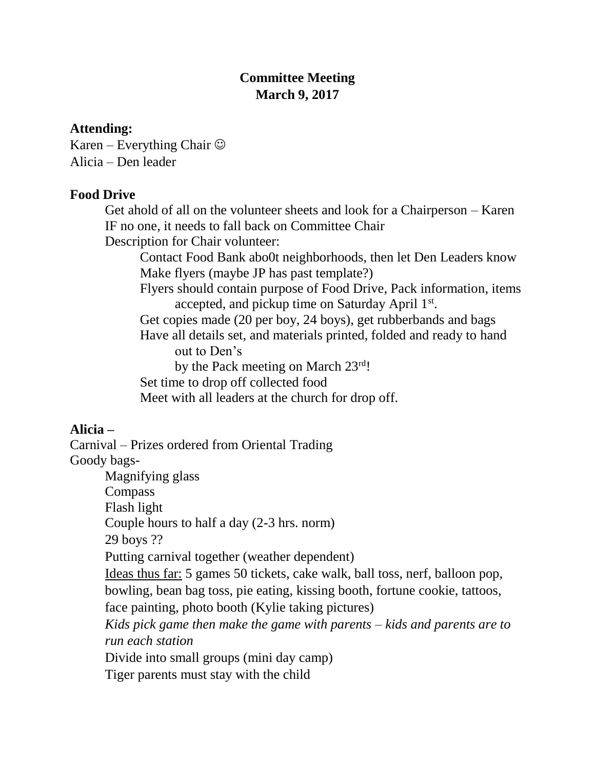**Committee Meeting**
**March 9, 2017**

**Attending:**
Karen – Everything Chair ☺
Alicia – Den leader

**Food Drive**

Get ahold of all on the volunteer sheets and look for a Chairperson – Karen
IF no one, it needs to fall back on Committee Chair
Description for Chair volunteer:
- Contact Food Bank abo0t neighborhoods, then let Den Leaders know
- Make flyers (maybe JP has past template?)
- Flyers should contain purpose of Food Drive, Pack information, items accepted, and pickup time on Saturday April 1st.
- Get copies made (20 per boy, 24 boys), get rubberbands and bags
- Have all details set, and materials printed, folded and ready to hand out to Den's by the Pack meeting on March 23rd!
- Set time to drop off collected food
- Meet with all leaders at the church for drop off.

**Alicia –**

Carnival – Prizes ordered from Oriental Trading
Goody bags-
- Magnifying glass
- Compass
- Flash light
- Couple hours to half a day (2-3 hrs. norm)
- 29 boys ??
- Putting carnival together (weather dependent)
- Ideas thus far: 5 games 50 tickets, cake walk, ball toss, nerf, balloon pop, bowling, bean bag toss, pie eating, kissing booth, fortune cookie, tattoos, face painting, photo booth (Kylie taking pictures)
- *Kids pick game then make the game with parents – kids and parents are to run each station*
- Divide into small groups (mini day camp)
- Tiger parents must stay with the child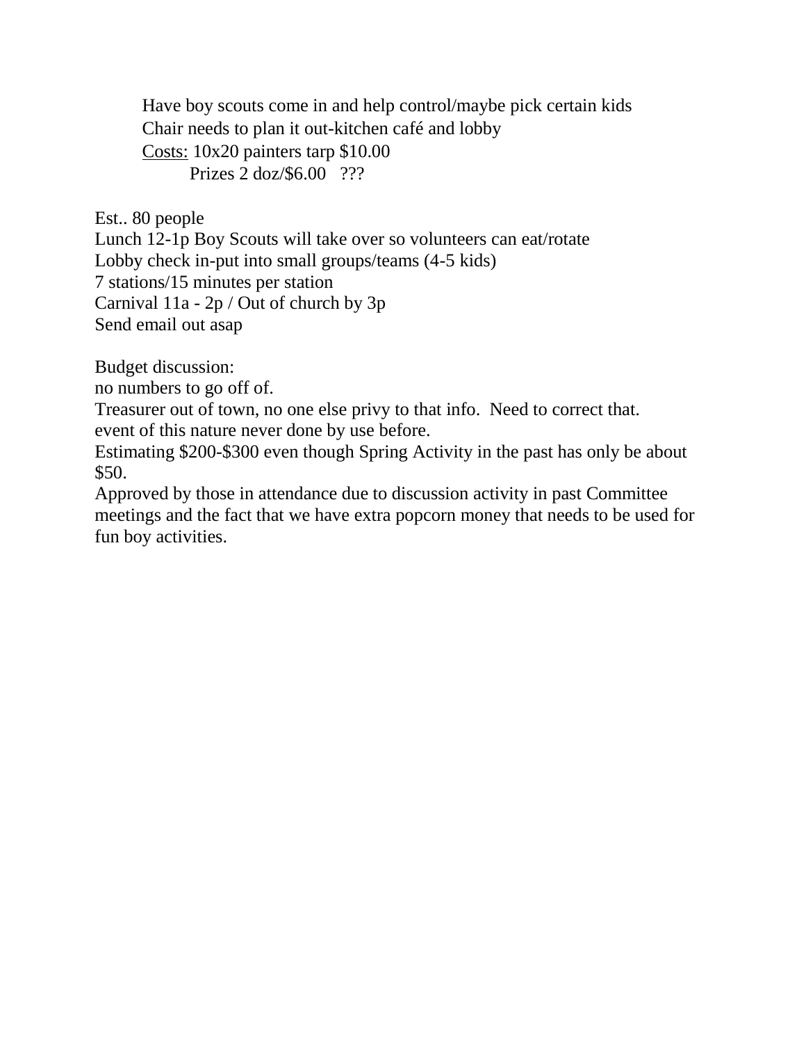Have boy scouts come in and help control/maybe pick certain kids
Chair needs to plan it out-kitchen café and lobby
<u>Costs:</u> 10x20 painters tarp $10.00
    Prizes 2 doz/$6.00   ???

Est.. 80 people
Lunch 12-1p Boy Scouts will take over so volunteers can eat/rotate
Lobby check in-put into small groups/teams (4-5 kids)
7 stations/15 minutes per station
Carnival 11a - 2p / Out of church by 3p
Send email out asap

Budget discussion:
no numbers to go off of.
Treasurer out of town, no one else privy to that info.  Need to correct that.
event of this nature never done by use before.
Estimating $200-$300 even though Spring Activity in the past has only be about $50.
Approved by those in attendance due to discussion activity in past Committee meetings and the fact that we have extra popcorn money that needs to be used for fun boy activities.